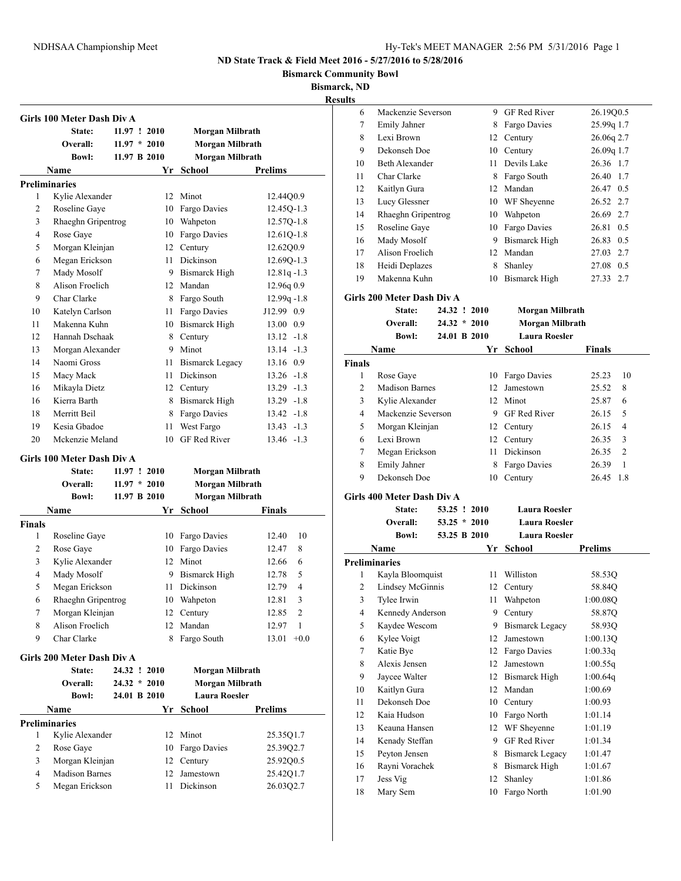# ND State Track & Field Meet 2016 - 5/27/2016 to 5/28/2016

**Bismarck Community Bowl**

**Bismarck, ND**

**Results**

## Girls 100 Meter Dash Div A

| | | | |
|---|---|---|---|
| **State:** | 11.97 ! 2010 | **Morgan Milbrath** | |
| **Overall:** | 11.97 * 2010 | **Morgan Milbrath** | |
| **Bowl:** | 11.97 B 2010 | **Morgan Milbrath** | |

**Preliminaries**

| | Name | Yr | School | Prelims |
|---|---|---|---|---|
| 1 | Kylie Alexander | 12 | Minot | 12.44Q0.9 |
| 2 | Roseline Gaye | 10 | Fargo Davies | 12.45Q-1.3 |
| 3 | Rhaeghn Gripentrog | 10 | Wahpeton | 12.57Q-1.8 |
| 4 | Rose Gaye | 10 | Fargo Davies | 12.61Q-1.8 |
| 5 | Morgan Kleinjan | 12 | Century | 12.62Q0.9 |
| 6 | Megan Erickson | 11 | Dickinson | 12.69Q-1.3 |
| 7 | Mady Mosolf | 9 | Bismarck High | 12.81q -1.3 |
| 8 | Alison Froelich | 12 | Mandan | 12.96q 0.9 |
| 9 | Char Clarke | 8 | Fargo South | 12.99q -1.8 |
| 10 | Katelyn Carlson | 11 | Fargo Davies | J12.99 0.9 |
| 11 | Makenna Kuhn | 10 | Bismarck High | 13.00 0.9 |
| 12 | Hannah Dschaak | 8 | Century | 13.12 -1.8 |
| 13 | Morgan Alexander | 9 | Minot | 13.14 -1.3 |
| 14 | Naomi Gross | 11 | Bismarck Legacy | 13.16 0.9 |
| 15 | Macy Mack | 11 | Dickinson | 13.26 -1.8 |
| 16 | Mikayla Dietz | 12 | Century | 13.29 -1.3 |
| 16 | Kierra Barth | 8 | Bismarck High | 13.29 -1.8 |
| 18 | Merritt Beil | 8 | Fargo Davies | 13.42 -1.8 |
| 19 | Kesia Gbadoe | 11 | West Fargo | 13.43 -1.3 |
| 20 | Mckenzie Meland | 10 | GF Red River | 13.46 -1.3 |

## Girls 100 Meter Dash Div A

| | | | |
|---|---|---|---|
| **State:** | 11.97 ! 2010 | **Morgan Milbrath** | |
| **Overall:** | 11.97 * 2010 | **Morgan Milbrath** | |
| **Bowl:** | 11.97 B 2010 | **Morgan Milbrath** | |

**Finals**

| | Name | Yr | School | Finals | |
|---|---|---|---|---|---|
| 1 | Roseline Gaye | 10 | Fargo Davies | 12.40 | 10 |
| 2 | Rose Gaye | 10 | Fargo Davies | 12.47 | 8 |
| 3 | Kylie Alexander | 12 | Minot | 12.66 | 6 |
| 4 | Mady Mosolf | 9 | Bismarck High | 12.78 | 5 |
| 5 | Megan Erickson | 11 | Dickinson | 12.79 | 4 |
| 6 | Rhaeghn Gripentrog | 10 | Wahpeton | 12.81 | 3 |
| 7 | Morgan Kleinjan | 12 | Century | 12.85 | 2 |
| 8 | Alison Froelich | 12 | Mandan | 12.97 | 1 |
| 9 | Char Clarke | 8 | Fargo South | 13.01 | +0.0 |

## Girls 200 Meter Dash Div A

| | | | |
|---|---|---|---|
| **State:** | 24.32 ! 2010 | **Morgan Milbrath** | |
| **Overall:** | 24.32 * 2010 | **Morgan Milbrath** | |
| **Bowl:** | 24.01 B 2010 | **Laura Roesler** | |

**Preliminaries**

| | Name | Yr | School | Prelims |
|---|---|---|---|---|
| 1 | Kylie Alexander | 12 | Minot | 25.35Q1.7 |
| 2 | Rose Gaye | 10 | Fargo Davies | 25.39Q2.7 |
| 3 | Morgan Kleinjan | 12 | Century | 25.92Q0.5 |
| 4 | Madison Barnes | 12 | Jamestown | 25.42Q1.7 |
| 5 | Megan Erickson | 11 | Dickinson | 26.03Q2.7 |
| 6 | Mackenzie Severson | 9 | GF Red River | 26.19Q0.5 |
| 7 | Emily Jahner | 8 | Fargo Davies | 25.99q 1.7 |
| 8 | Lexi Brown | 12 | Century | 26.06q 2.7 |
| 9 | Dekonseh Doe | 10 | Century | 26.09q 1.7 |
| 10 | Beth Alexander | 11 | Devils Lake | 26.36 1.7 |
| 11 | Char Clarke | 8 | Fargo South | 26.40 1.7 |
| 12 | Kaitlyn Gura | 12 | Mandan | 26.47 0.5 |
| 13 | Lucy Glessner | 10 | WF Sheyenne | 26.52 2.7 |
| 14 | Rhaeghn Gripentrog | 10 | Wahpeton | 26.69 2.7 |
| 15 | Roseline Gaye | 10 | Fargo Davies | 26.81 0.5 |
| 16 | Mady Mosolf | 9 | Bismarck High | 26.83 0.5 |
| 17 | Alison Froelich | 12 | Mandan | 27.03 2.7 |
| 18 | Heidi Deplazes | 8 | Shanley | 27.08 0.5 |
| 19 | Makenna Kuhn | 10 | Bismarck High | 27.33 2.7 |

## Girls 200 Meter Dash Div A

| | | | |
|---|---|---|---|
| **State:** | 24.32 ! 2010 | **Morgan Milbrath** | |
| **Overall:** | 24.32 * 2010 | **Morgan Milbrath** | |
| **Bowl:** | 24.01 B 2010 | **Laura Roesler** | |

**Finals**

| | Name | Yr | School | Finals | |
|---|---|---|---|---|---|
| 1 | Rose Gaye | 10 | Fargo Davies | 25.23 | 10 |
| 2 | Madison Barnes | 12 | Jamestown | 25.52 | 8 |
| 3 | Kylie Alexander | 12 | Minot | 25.87 | 6 |
| 4 | Mackenzie Severson | 9 | GF Red River | 26.15 | 5 |
| 5 | Morgan Kleinjan | 12 | Century | 26.15 | 4 |
| 6 | Lexi Brown | 12 | Century | 26.35 | 3 |
| 7 | Megan Erickson | 11 | Dickinson | 26.35 | 2 |
| 8 | Emily Jahner | 8 | Fargo Davies | 26.39 | 1 |
| 9 | Dekonseh Doe | 10 | Century | 26.45 | 1.8 |

## Girls 400 Meter Dash Div A

| | | | |
|---|---|---|---|
| **State:** | 53.25 ! 2010 | **Laura Roesler** | |
| **Overall:** | 53.25 * 2010 | **Laura Roesler** | |
| **Bowl:** | 53.25 B 2010 | **Laura Roesler** | |

**Preliminaries**

| | Name | Yr | School | Prelims |
|---|---|---|---|---|
| 1 | Kayla Bloomquist | 11 | Williston | 58.53Q |
| 2 | Lindsey McGinnis | 12 | Century | 58.84Q |
| 3 | Tylee Irwin | 11 | Wahpeton | 1:00.08Q |
| 4 | Kennedy Anderson | 9 | Century | 58.87Q |
| 5 | Kaydee Wescom | 9 | Bismarck Legacy | 58.93Q |
| 6 | Kylee Voigt | 12 | Jamestown | 1:00.13Q |
| 7 | Katie Bye | 12 | Fargo Davies | 1:00.33q |
| 8 | Alexis Jensen | 12 | Jamestown | 1:00.55q |
| 9 | Jaycee Walter | 12 | Bismarck High | 1:00.64q |
| 10 | Kaitlyn Gura | 12 | Mandan | 1:00.69 |
| 11 | Dekonseh Doe | 10 | Century | 1:00.93 |
| 12 | Kaia Hudson | 10 | Fargo North | 1:01.14 |
| 13 | Keauna Hansen | 12 | WF Sheyenne | 1:01.19 |
| 14 | Kenady Steffan | 9 | GF Red River | 1:01.34 |
| 15 | Peyton Jensen | 8 | Bismarck Legacy | 1:01.47 |
| 16 | Rayni Vorachek | 8 | Bismarck High | 1:01.67 |
| 17 | Jess Vig | 12 | Shanley | 1:01.86 |
| 18 | Mary Sem | 10 | Fargo North | 1:01.90 |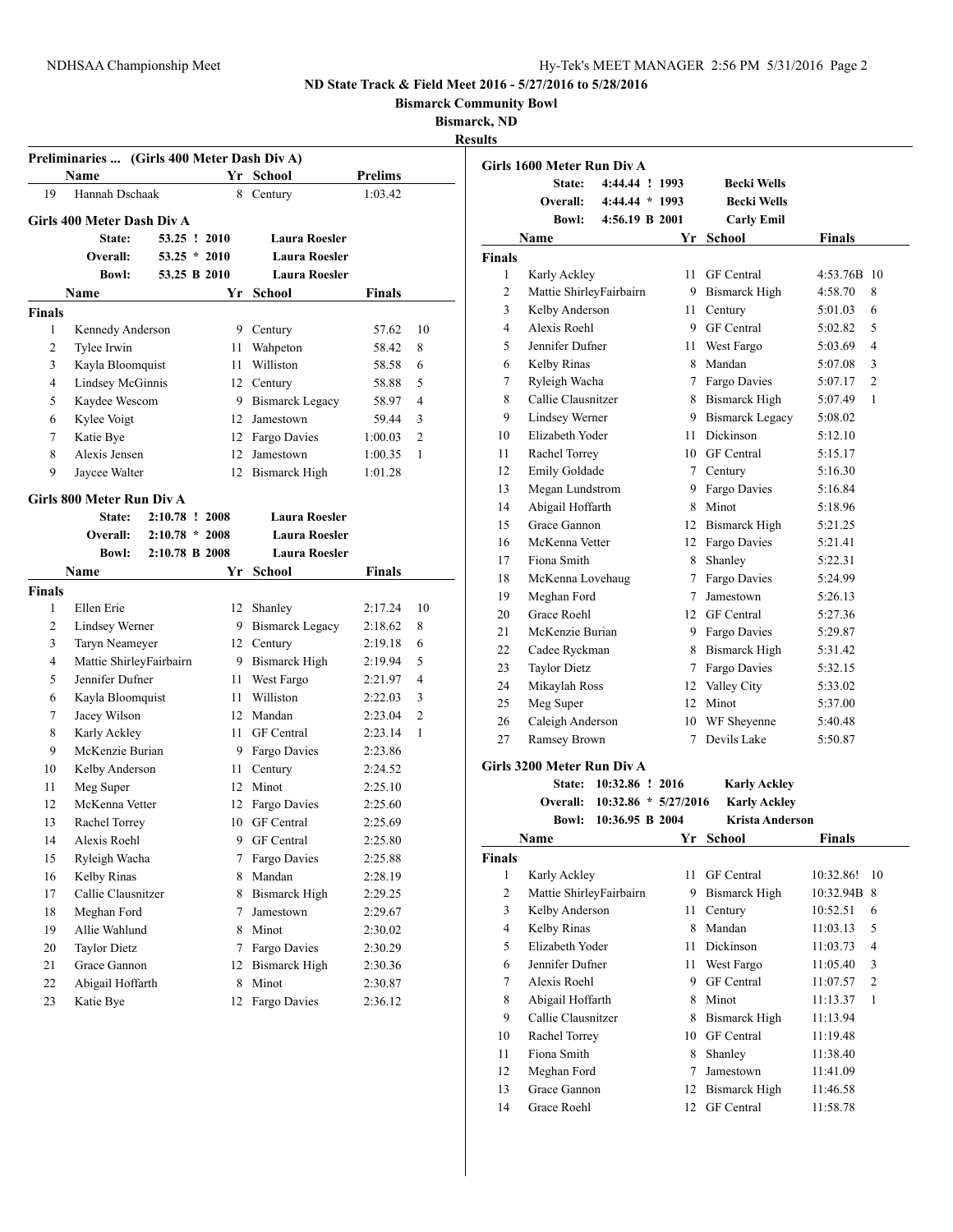## Preliminaries ... (Girls 400 Meter Dash Div A)

| | Name | Yr | School | Prelims |
|---|---|---|---|---|
| 19 | Hannah Dschaak | 8 | Century | 1:03.42 |

## Girls 400 Meter Dash Div A

State: 53.25 ! 2010 Laura Roesler
Overall: 53.25 * 2010 Laura Roesler
Bowl: 53.25 B 2010 Laura Roesler

**Finals**

| | Name | Yr | School | Finals | |
|---|---|---|---|---|---|
| 1 | Kennedy Anderson | 9 | Century | 57.62 | 10 |
| 2 | Tylee Irwin | 11 | Wahpeton | 58.42 | 8 |
| 3 | Kayla Bloomquist | 11 | Williston | 58.58 | 6 |
| 4 | Lindsey McGinnis | 12 | Century | 58.88 | 5 |
| 5 | Kaydee Wescom | 9 | Bismarck Legacy | 58.97 | 4 |
| 6 | Kylee Voigt | 12 | Jamestown | 59.44 | 3 |
| 7 | Katie Bye | 12 | Fargo Davies | 1:00.03 | 2 |
| 8 | Alexis Jensen | 12 | Jamestown | 1:00.35 | 1 |
| 9 | Jaycee Walter | 12 | Bismarck High | 1:01.28 | |

## Girls 800 Meter Run Div A

State: 2:10.78 ! 2008 Laura Roesler
Overall: 2:10.78 * 2008 Laura Roesler
Bowl: 2:10.78 B 2008 Laura Roesler

**Finals**

| | Name | Yr | School | Finals | |
|---|---|---|---|---|---|
| 1 | Ellen Erie | 12 | Shanley | 2:17.24 | 10 |
| 2 | Lindsey Werner | 9 | Bismarck Legacy | 2:18.62 | 8 |
| 3 | Taryn Neameyer | 12 | Century | 2:19.18 | 6 |
| 4 | Mattie ShirleyFairbairn | 9 | Bismarck High | 2:19.94 | 5 |
| 5 | Jennifer Dufner | 11 | West Fargo | 2:21.97 | 4 |
| 6 | Kayla Bloomquist | 11 | Williston | 2:22.03 | 3 |
| 7 | Jacey Wilson | 12 | Mandan | 2:23.04 | 2 |
| 8 | Karly Ackley | 11 | GF Central | 2:23.14 | 1 |
| 9 | McKenzie Burian | 9 | Fargo Davies | 2:23.86 | |
| 10 | Kelby Anderson | 11 | Century | 2:24.52 | |
| 11 | Meg Super | 12 | Minot | 2:25.10 | |
| 12 | McKenna Vetter | 12 | Fargo Davies | 2:25.60 | |
| 13 | Rachel Torrey | 10 | GF Central | 2:25.69 | |
| 14 | Alexis Roehl | 9 | GF Central | 2:25.80 | |
| 15 | Ryleigh Wacha | 7 | Fargo Davies | 2:25.88 | |
| 16 | Kelby Rinas | 8 | Mandan | 2:28.19 | |
| 17 | Callie Clausnitzer | 8 | Bismarck High | 2:29.25 | |
| 18 | Meghan Ford | 7 | Jamestown | 2:29.67 | |
| 19 | Allie Wahlund | 8 | Minot | 2:30.02 | |
| 20 | Taylor Dietz | 7 | Fargo Davies | 2:30.29 | |
| 21 | Grace Gannon | 12 | Bismarck High | 2:30.36 | |
| 22 | Abigail Hoffarth | 8 | Minot | 2:30.87 | |
| 23 | Katie Bye | 12 | Fargo Davies | 2:36.12 | |

## Girls 1600 Meter Run Div A

State: 4:44.44 ! 1993 Becki Wells
Overall: 4:44.44 * 1993 Becki Wells
Bowl: 4:56.19 B 2001 Carly Emil

**Finals**

| | Name | Yr | School | Finals | |
|---|---|---|---|---|---|
| 1 | Karly Ackley | 11 | GF Central | 4:53.76B | 10 |
| 2 | Mattie ShirleyFairbairn | 9 | Bismarck High | 4:58.70 | 8 |
| 3 | Kelby Anderson | 11 | Century | 5:01.03 | 6 |
| 4 | Alexis Roehl | 9 | GF Central | 5:02.82 | 5 |
| 5 | Jennifer Dufner | 11 | West Fargo | 5:03.69 | 4 |
| 6 | Kelby Rinas | 8 | Mandan | 5:07.08 | 3 |
| 7 | Ryleigh Wacha | 7 | Fargo Davies | 5:07.17 | 2 |
| 8 | Callie Clausnitzer | 8 | Bismarck High | 5:07.49 | 1 |
| 9 | Lindsey Werner | 9 | Bismarck Legacy | 5:08.02 | |
| 10 | Elizabeth Yoder | 11 | Dickinson | 5:12.10 | |
| 11 | Rachel Torrey | 10 | GF Central | 5:15.17 | |
| 12 | Emily Goldade | 7 | Century | 5:16.30 | |
| 13 | Megan Lundstrom | 9 | Fargo Davies | 5:16.84 | |
| 14 | Abigail Hoffarth | 8 | Minot | 5:18.96 | |
| 15 | Grace Gannon | 12 | Bismarck High | 5:21.25 | |
| 16 | McKenna Vetter | 12 | Fargo Davies | 5:21.41 | |
| 17 | Fiona Smith | 8 | Shanley | 5:22.31 | |
| 18 | McKenna Lovehaug | 7 | Fargo Davies | 5:24.99 | |
| 19 | Meghan Ford | 7 | Jamestown | 5:26.13 | |
| 20 | Grace Roehl | 12 | GF Central | 5:27.36 | |
| 21 | McKenzie Burian | 9 | Fargo Davies | 5:29.87 | |
| 22 | Cadee Ryckman | 8 | Bismarck High | 5:31.42 | |
| 23 | Taylor Dietz | 7 | Fargo Davies | 5:32.15 | |
| 24 | Mikaylah Ross | 12 | Valley City | 5:33.02 | |
| 25 | Meg Super | 12 | Minot | 5:37.00 | |
| 26 | Caleigh Anderson | 10 | WF Sheyenne | 5:40.48 | |
| 27 | Ramsey Brown | 7 | Devils Lake | 5:50.87 | |

## Girls 3200 Meter Run Div A

State: 10:32.86 ! 2016 Karly Ackley
Overall: 10:32.86 * 5/27/2016 Karly Ackley
Bowl: 10:36.95 B 2004 Krista Anderson

**Finals**

| | Name | Yr | School | Finals | |
|---|---|---|---|---|---|
| 1 | Karly Ackley | 11 | GF Central | 10:32.86! | 10 |
| 2 | Mattie ShirleyFairbairn | 9 | Bismarck High | 10:32.94B | 8 |
| 3 | Kelby Anderson | 11 | Century | 10:52.51 | 6 |
| 4 | Kelby Rinas | 8 | Mandan | 11:03.13 | 5 |
| 5 | Elizabeth Yoder | 11 | Dickinson | 11:03.73 | 4 |
| 6 | Jennifer Dufner | 11 | West Fargo | 11:05.40 | 3 |
| 7 | Alexis Roehl | 9 | GF Central | 11:07.57 | 2 |
| 8 | Abigail Hoffarth | 8 | Minot | 11:13.37 | 1 |
| 9 | Callie Clausnitzer | 8 | Bismarck High | 11:13.94 | |
| 10 | Rachel Torrey | 10 | GF Central | 11:19.48 | |
| 11 | Fiona Smith | 8 | Shanley | 11:38.40 | |
| 12 | Meghan Ford | 7 | Jamestown | 11:41.09 | |
| 13 | Grace Gannon | 12 | Bismarck High | 11:46.58 | |
| 14 | Grace Roehl | 12 | GF Central | 11:58.78 | |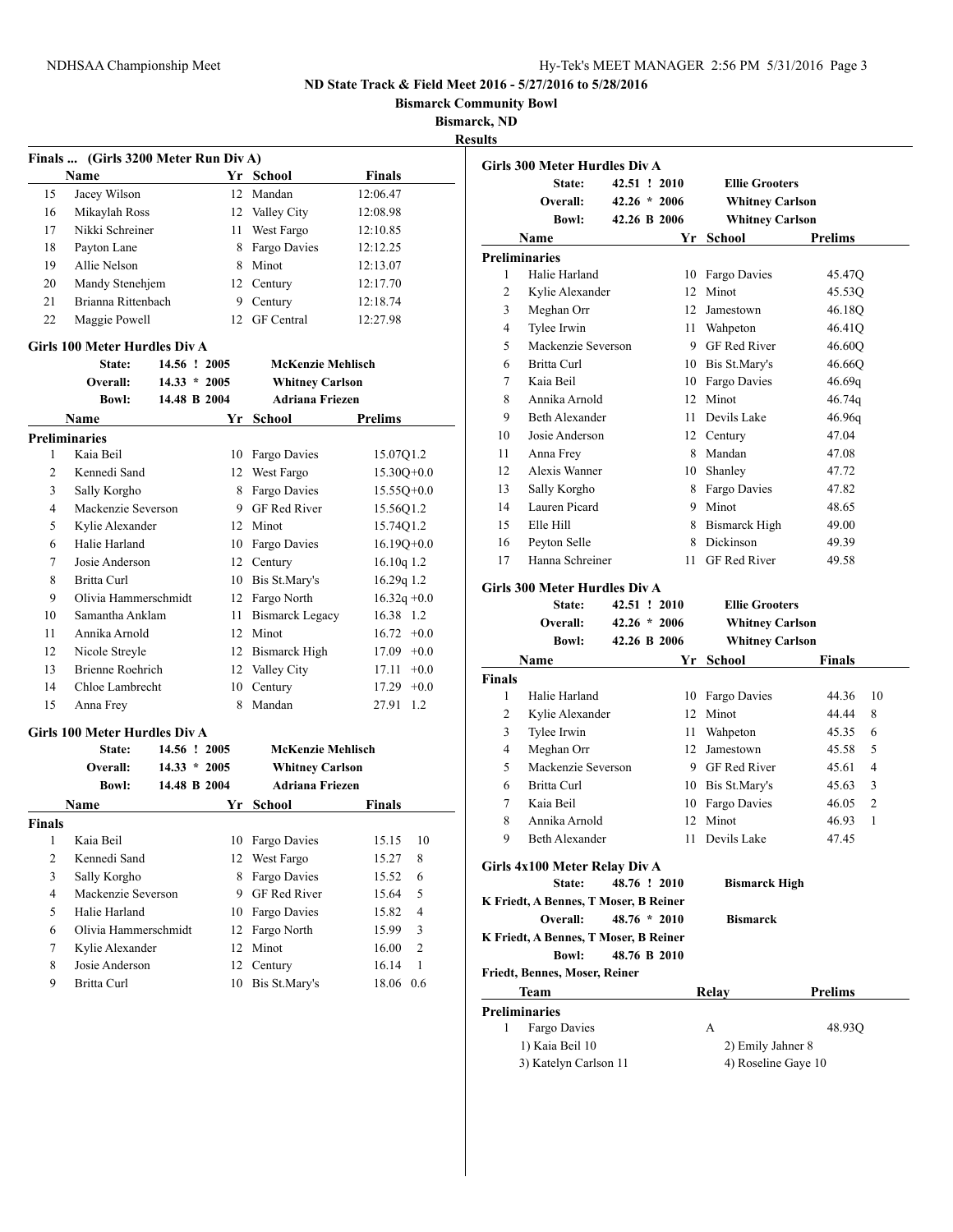# ND State Track & Field Meet 2016 - 5/27/2016 to 5/28/2016

**Bismarck Community Bowl**

**Bismarck, ND**

**Results**

## Finals ... (Girls 3200 Meter Run Div A)

| | Name | Yr | School | Finals |
|---|---|---|---|---|
| 15 | Jacey Wilson | 12 | Mandan | 12:06.47 |
| 16 | Mikaylah Ross | 12 | Valley City | 12:08.98 |
| 17 | Nikki Schreiner | 11 | West Fargo | 12:10.85 |
| 18 | Payton Lane | 8 | Fargo Davies | 12:12.25 |
| 19 | Allie Nelson | 8 | Minot | 12:13.07 |
| 20 | Mandy Stenehjem | 12 | Century | 12:17.70 |
| 21 | Brianna Rittenbach | 9 | Century | 12:18.74 |
| 22 | Maggie Powell | 12 | GF Central | 12:27.98 |

## Girls 100 Meter Hurdles Div A

| | | | |
|---|---|---|---|
| State: | 14.56 ! | 2005 | McKenzie Mehlisch |
| Overall: | 14.33 * | 2005 | Whitney Carlson |
| Bowl: | 14.48 B | 2004 | Adriana Friezen |

**Preliminaries**

| | Name | Yr | School | Prelims | Wind |
|---|---|---|---|---|---|
| 1 | Kaia Beil | 10 | Fargo Davies | 15.07Q | 1.2 |
| 2 | Kennedi Sand | 12 | West Fargo | 15.30Q | +0.0 |
| 3 | Sally Korgho | 8 | Fargo Davies | 15.55Q | +0.0 |
| 4 | Mackenzie Severson | 9 | GF Red River | 15.56Q | 1.2 |
| 5 | Kylie Alexander | 12 | Minot | 15.74Q | 1.2 |
| 6 | Halie Harland | 10 | Fargo Davies | 16.19Q | +0.0 |
| 7 | Josie Anderson | 12 | Century | 16.10q | 1.2 |
| 8 | Britta Curl | 10 | Bis St.Mary's | 16.29q | 1.2 |
| 9 | Olivia Hammerschmidt | 12 | Fargo North | 16.32q | +0.0 |
| 10 | Samantha Anklam | 11 | Bismarck Legacy | 16.38 | 1.2 |
| 11 | Annika Arnold | 12 | Minot | 16.72 | +0.0 |
| 12 | Nicole Streyle | 12 | Bismarck High | 17.09 | +0.0 |
| 13 | Brienne Roehrich | 12 | Valley City | 17.11 | +0.0 |
| 14 | Chloe Lambrecht | 10 | Century | 17.29 | +0.0 |
| 15 | Anna Frey | 8 | Mandan | 27.91 | 1.2 |

## Girls 100 Meter Hurdles Div A

| | | | |
|---|---|---|---|
| State: | 14.56 ! | 2005 | McKenzie Mehlisch |
| Overall: | 14.33 * | 2005 | Whitney Carlson |
| Bowl: | 14.48 B | 2004 | Adriana Friezen |

**Finals**

| | Name | Yr | School | Finals | Points |
|---|---|---|---|---|---|
| 1 | Kaia Beil | 10 | Fargo Davies | 15.15 | 10 |
| 2 | Kennedi Sand | 12 | West Fargo | 15.27 | 8 |
| 3 | Sally Korgho | 8 | Fargo Davies | 15.52 | 6 |
| 4 | Mackenzie Severson | 9 | GF Red River | 15.64 | 5 |
| 5 | Halie Harland | 10 | Fargo Davies | 15.82 | 4 |
| 6 | Olivia Hammerschmidt | 12 | Fargo North | 15.99 | 3 |
| 7 | Kylie Alexander | 12 | Minot | 16.00 | 2 |
| 8 | Josie Anderson | 12 | Century | 16.14 | 1 |
| 9 | Britta Curl | 10 | Bis St.Mary's | 18.06 | 0.6 |

## Girls 300 Meter Hurdles Div A

| | | | |
|---|---|---|---|
| State: | 42.51 ! | 2010 | Ellie Grooters |
| Overall: | 42.26 * | 2006 | Whitney Carlson |
| Bowl: | 42.26 B | 2006 | Whitney Carlson |

**Preliminaries**

| | Name | Yr | School | Prelims |
|---|---|---|---|---|
| 1 | Halie Harland | 10 | Fargo Davies | 45.47Q |
| 2 | Kylie Alexander | 12 | Minot | 45.53Q |
| 3 | Meghan Orr | 12 | Jamestown | 46.18Q |
| 4 | Tylee Irwin | 11 | Wahpeton | 46.41Q |
| 5 | Mackenzie Severson | 9 | GF Red River | 46.60Q |
| 6 | Britta Curl | 10 | Bis St.Mary's | 46.66Q |
| 7 | Kaia Beil | 10 | Fargo Davies | 46.69q |
| 8 | Annika Arnold | 12 | Minot | 46.74q |
| 9 | Beth Alexander | 11 | Devils Lake | 46.96q |
| 10 | Josie Anderson | 12 | Century | 47.04 |
| 11 | Anna Frey | 8 | Mandan | 47.08 |
| 12 | Alexis Wanner | 10 | Shanley | 47.72 |
| 13 | Sally Korgho | 8 | Fargo Davies | 47.82 |
| 14 | Lauren Picard | 9 | Minot | 48.65 |
| 15 | Elle Hill | 8 | Bismarck High | 49.00 |
| 16 | Peyton Selle | 8 | Dickinson | 49.39 |
| 17 | Hanna Schreiner | 11 | GF Red River | 49.58 |

## Girls 300 Meter Hurdles Div A

| | | | |
|---|---|---|---|
| State: | 42.51 ! | 2010 | Ellie Grooters |
| Overall: | 42.26 * | 2006 | Whitney Carlson |
| Bowl: | 42.26 B | 2006 | Whitney Carlson |

**Finals**

| | Name | Yr | School | Finals | Points |
|---|---|---|---|---|---|
| 1 | Halie Harland | 10 | Fargo Davies | 44.36 | 10 |
| 2 | Kylie Alexander | 12 | Minot | 44.44 | 8 |
| 3 | Tylee Irwin | 11 | Wahpeton | 45.35 | 6 |
| 4 | Meghan Orr | 12 | Jamestown | 45.58 | 5 |
| 5 | Mackenzie Severson | 9 | GF Red River | 45.61 | 4 |
| 6 | Britta Curl | 10 | Bis St.Mary's | 45.63 | 3 |
| 7 | Kaia Beil | 10 | Fargo Davies | 46.05 | 2 |
| 8 | Annika Arnold | 12 | Minot | 46.93 | 1 |
| 9 | Beth Alexander | 11 | Devils Lake | 47.45 | |

## Girls 4x100 Meter Relay Div A

**State:** 48.76 ! 2010 — Bismarck High
K Friedt, A Bennes, T Moser, B Reiner

**Overall:** 48.76 * 2010 — Bismarck
K Friedt, A Bennes, T Moser, B Reiner

**Bowl:** 48.76 B 2010
Friedt, Bennes, Moser, Reiner

**Preliminaries**

| | Team | Relay | Prelims |
|---|---|---|---|
| 1 | Fargo Davies | A | 48.93Q |

1) Kaia Beil 10, 2) Emily Jahner 8, 3) Katelyn Carlson 11, 4) Roseline Gaye 10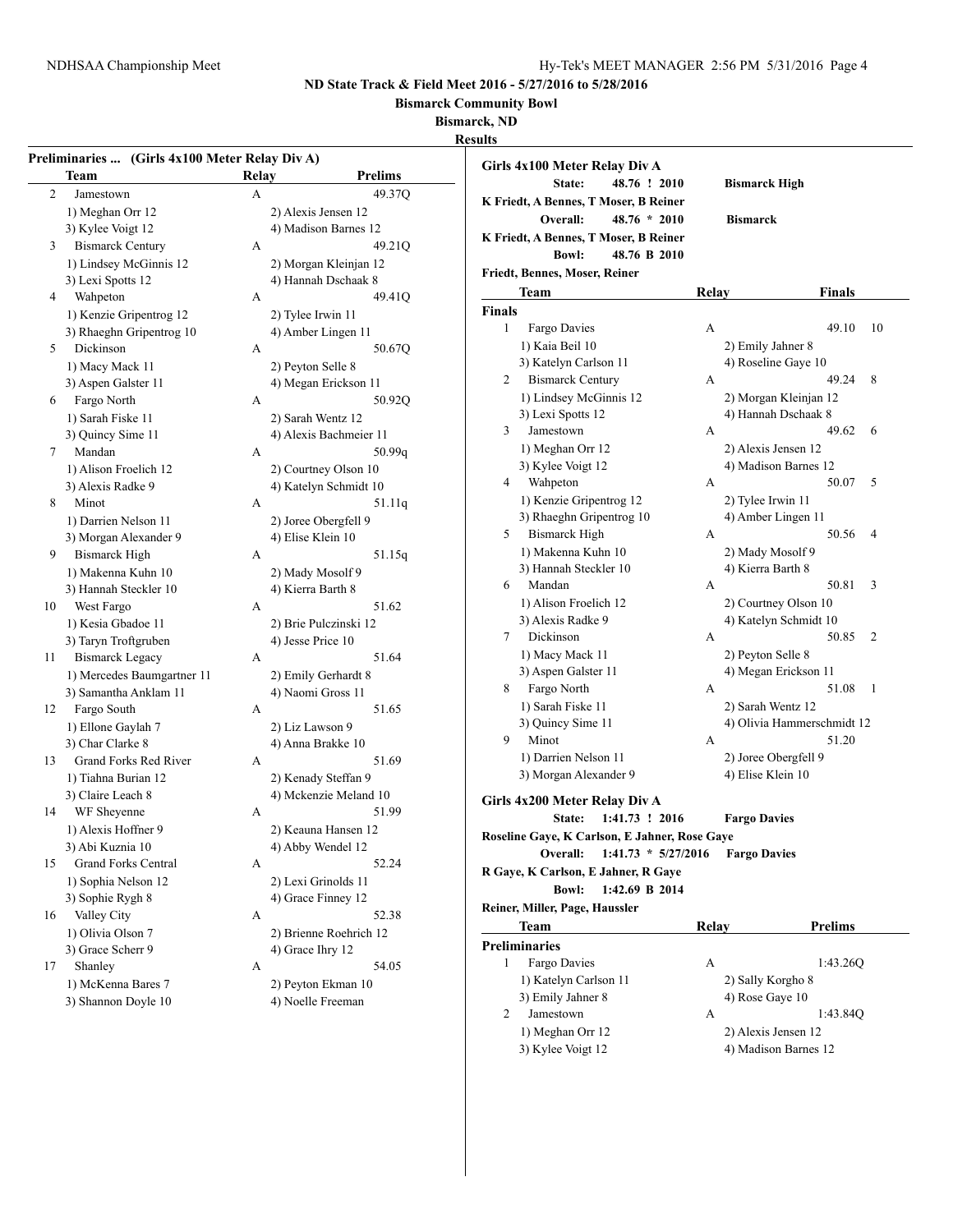**ND State Track & Field Meet 2016 - 5/27/2016 to 5/28/2016**

**Bismarck Community Bowl**

**Bismarck, ND**

**Results**

### Preliminaries ... (Girls 4x100 Meter Relay Div A)

| | Team | Relay | Prelims |
|---|---|---|---|
| 2 | Jamestown | A | 49.37Q |
| | 1) Meghan Orr 12 | 2) Alexis Jensen 12 | |
| | 3) Kylee Voigt 12 | 4) Madison Barnes 12 | |
| 3 | Bismarck Century | A | 49.21Q |
| | 1) Lindsey McGinnis 12 | 2) Morgan Kleinjan 12 | |
| | 3) Lexi Spotts 12 | 4) Hannah Dschaak 8 | |
| 4 | Wahpeton | A | 49.41Q |
| | 1) Kenzie Gripentrog 12 | 2) Tylee Irwin 11 | |
| | 3) Rhaeghn Gripentrog 10 | 4) Amber Lingen 11 | |
| 5 | Dickinson | A | 50.67Q |
| | 1) Macy Mack 11 | 2) Peyton Selle 8 | |
| | 3) Aspen Galster 11 | 4) Megan Erickson 11 | |
| 6 | Fargo North | A | 50.92Q |
| | 1) Sarah Fiske 11 | 2) Sarah Wentz 12 | |
| | 3) Quincy Sime 11 | 4) Alexis Bachmeier 11 | |
| 7 | Mandan | A | 50.99q |
| | 1) Alison Froelich 12 | 2) Courtney Olson 10 | |
| | 3) Alexis Radke 9 | 4) Katelyn Schmidt 10 | |
| 8 | Minot | A | 51.11q |
| | 1) Darrien Nelson 11 | 2) Joree Obergfell 9 | |
| | 3) Morgan Alexander 9 | 4) Elise Klein 10 | |
| 9 | Bismarck High | A | 51.15q |
| | 1) Makenna Kuhn 10 | 2) Mady Mosolf 9 | |
| | 3) Hannah Steckler 10 | 4) Kierra Barth 8 | |
| 10 | West Fargo | A | 51.62 |
| | 1) Kesia Gbadoe 11 | 2) Brie Pulczinski 12 | |
| | 3) Taryn Troftgruben | 4) Jesse Price 10 | |
| 11 | Bismarck Legacy | A | 51.64 |
| | 1) Mercedes Baumgartner 11 | 2) Emily Gerhardt 8 | |
| | 3) Samantha Anklam 11 | 4) Naomi Gross 11 | |
| 12 | Fargo South | A | 51.65 |
| | 1) Ellone Gaylah 7 | 2) Liz Lawson 9 | |
| | 3) Char Clarke 8 | 4) Anna Brakke 10 | |
| 13 | Grand Forks Red River | A | 51.69 |
| | 1) Tiahna Burian 12 | 2) Kenady Steffan 9 | |
| | 3) Claire Leach 8 | 4) Mckenzie Meland 10 | |
| 14 | WF Sheyenne | A | 51.99 |
| | 1) Alexis Hoffner 9 | 2) Keauna Hansen 12 | |
| | 3) Abi Kuznia 10 | 4) Abby Wendel 12 | |
| 15 | Grand Forks Central | A | 52.24 |
| | 1) Sophia Nelson 12 | 2) Lexi Grinolds 11 | |
| | 3) Sophie Rygh 8 | 4) Grace Finney 12 | |
| 16 | Valley City | A | 52.38 |
| | 1) Olivia Olson 7 | 2) Brienne Roehrich 12 | |
| | 3) Grace Scherr 9 | 4) Grace Ihry 12 | |
| 17 | Shanley | A | 54.05 |
| | 1) McKenna Bares 7 | 2) Peyton Ekman 10 | |
| | 3) Shannon Doyle 10 | 4) Noelle Freeman | |

### Girls 4x100 Meter Relay Div A

State: 48.76 ! 2010 Bismarck High
K Friedt, A Bennes, T Moser, B Reiner

Overall: 48.76 * 2010 Bismarck
K Friedt, A Bennes, T Moser, B Reiner

Bowl: 48.76 B 2010
Friedt, Bennes, Moser, Reiner

**Finals**

| | Team | Relay | Finals | |
|---|---|---|---|---|
| 1 | Fargo Davies | A | 49.10 | 10 |
| | 1) Kaia Beil 10 | 2) Emily Jahner 8 | | |
| | 3) Katelyn Carlson 11 | 4) Roseline Gaye 10 | | |
| 2 | Bismarck Century | A | 49.24 | 8 |
| | 1) Lindsey McGinnis 12 | 2) Morgan Kleinjan 12 | | |
| | 3) Lexi Spotts 12 | 4) Hannah Dschaak 8 | | |
| 3 | Jamestown | A | 49.62 | 6 |
| | 1) Meghan Orr 12 | 2) Alexis Jensen 12 | | |
| | 3) Kylee Voigt 12 | 4) Madison Barnes 12 | | |
| 4 | Wahpeton | A | 50.07 | 5 |
| | 1) Kenzie Gripentrog 12 | 2) Tylee Irwin 11 | | |
| | 3) Rhaeghn Gripentrog 10 | 4) Amber Lingen 11 | | |
| 5 | Bismarck High | A | 50.56 | 4 |
| | 1) Makenna Kuhn 10 | 2) Mady Mosolf 9 | | |
| | 3) Hannah Steckler 10 | 4) Kierra Barth 8 | | |
| 6 | Mandan | A | 50.81 | 3 |
| | 1) Alison Froelich 12 | 2) Courtney Olson 10 | | |
| | 3) Alexis Radke 9 | 4) Katelyn Schmidt 10 | | |
| 7 | Dickinson | A | 50.85 | 2 |
| | 1) Macy Mack 11 | 2) Peyton Selle 8 | | |
| | 3) Aspen Galster 11 | 4) Megan Erickson 11 | | |
| 8 | Fargo North | A | 51.08 | 1 |
| | 1) Sarah Fiske 11 | 2) Sarah Wentz 12 | | |
| | 3) Quincy Sime 11 | 4) Olivia Hammerschmidt 12 | | |
| 9 | Minot | A | 51.20 | |
| | 1) Darrien Nelson 11 | 2) Joree Obergfell 9 | | |
| | 3) Morgan Alexander 9 | 4) Elise Klein 10 | | |

### Girls 4x200 Meter Relay Div A

State: 1:41.73 ! 2016 Fargo Davies
Roseline Gaye, K Carlson, E Jahner, Rose Gaye

Overall: 1:41.73 * 5/27/2016 Fargo Davies
R Gaye, K Carlson, E Jahner, R Gaye

Bowl: 1:42.69 B 2014
Reiner, Miller, Page, Haussler

**Preliminaries**

| | Team | Relay | Prelims |
|---|---|---|---|
| 1 | Fargo Davies | A | 1:43.26Q |
| | 1) Katelyn Carlson 11 | 2) Sally Korgho 8 | |
| | 3) Emily Jahner 8 | 4) Rose Gaye 10 | |
| 2 | Jamestown | A | 1:43.84Q |
| | 1) Meghan Orr 12 | 2) Alexis Jensen 12 | |
| | 3) Kylee Voigt 12 | 4) Madison Barnes 12 | |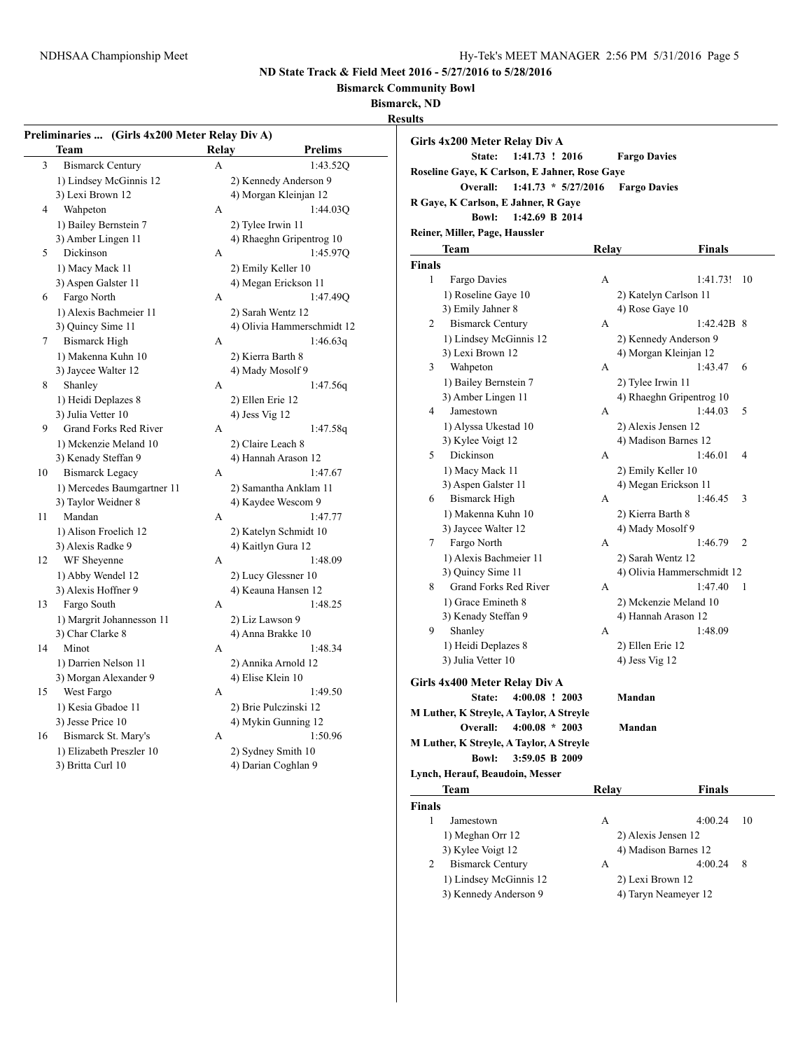ND State Track & Field Meet 2016 - 5/27/2016 to 5/28/2016

Bismarck Community Bowl

Bismarck, ND

Results

### Preliminaries ... (Girls 4x200 Meter Relay Div A)

| | Team | Relay | Prelims |
|---|---|---|---|
| 3 | Bismarck Century | A | 1:43.52Q |
| | 1) Lindsey McGinnis 12 | 2) Kennedy Anderson 9 | |
| | 3) Lexi Brown 12 | 4) Morgan Kleinjan 12 | |
| 4 | Wahpeton | A | 1:44.03Q |
| | 1) Bailey Bernstein 7 | 2) Tylee Irwin 11 | |
| | 3) Amber Lingen 11 | 4) Rhaeghn Gripentrog 10 | |
| 5 | Dickinson | A | 1:45.97Q |
| | 1) Macy Mack 11 | 2) Emily Keller 10 | |
| | 3) Aspen Galster 11 | 4) Megan Erickson 11 | |
| 6 | Fargo North | A | 1:47.49Q |
| | 1) Alexis Bachmeier 11 | 2) Sarah Wentz 12 | |
| | 3) Quincy Sime 11 | 4) Olivia Hammerschmidt 12 | |
| 7 | Bismarck High | A | 1:46.63q |
| | 1) Makenna Kuhn 10 | 2) Kierra Barth 8 | |
| | 3) Jaycee Walter 12 | 4) Mady Mosolf 9 | |
| 8 | Shanley | A | 1:47.56q |
| | 1) Heidi Deplazes 8 | 2) Ellen Erie 12 | |
| | 3) Julia Vetter 10 | 4) Jess Vig 12 | |
| 9 | Grand Forks Red River | A | 1:47.58q |
| | 1) Mckenzie Meland 10 | 2) Claire Leach 8 | |
| | 3) Kenady Steffan 9 | 4) Hannah Arason 12 | |
| 10 | Bismarck Legacy | A | 1:47.67 |
| | 1) Mercedes Baumgartner 11 | 2) Samantha Anklam 11 | |
| | 3) Taylor Weidner 8 | 4) Kaydee Wescom 9 | |
| 11 | Mandan | A | 1:47.77 |
| | 1) Alison Froelich 12 | 2) Katelyn Schmidt 10 | |
| | 3) Alexis Radke 9 | 4) Kaitlyn Gura 12 | |
| 12 | WF Sheyenne | A | 1:48.09 |
| | 1) Abby Wendel 12 | 2) Lucy Glessner 10 | |
| | 3) Alexis Hoffner 9 | 4) Keauna Hansen 12 | |
| 13 | Fargo South | A | 1:48.25 |
| | 1) Margrit Johannesson 11 | 2) Liz Lawson 9 | |
| | 3) Char Clarke 8 | 4) Anna Brakke 10 | |
| 14 | Minot | A | 1:48.34 |
| | 1) Darrien Nelson 11 | 2) Annika Arnold 12 | |
| | 3) Morgan Alexander 9 | 4) Elise Klein 10 | |
| 15 | West Fargo | A | 1:49.50 |
| | 1) Kesia Gbadoe 11 | 2) Brie Pulczinski 12 | |
| | 3) Jesse Price 10 | 4) Mykin Gunning 12 | |
| 16 | Bismarck St. Mary's | A | 1:50.96 |
| | 1) Elizabeth Preszler 10 | 2) Sydney Smith 10 | |
| | 3) Britta Curl 10 | 4) Darian Coghlan 9 | |

### Girls 4x200 Meter Relay Div A

**State: 1:41.73 ! 2016 Fargo Davies**
**Roseline Gaye, K Carlson, E Jahner, Rose Gaye**
**Overall: 1:41.73 * 5/27/2016 Fargo Davies**
**R Gaye, K Carlson, E Jahner, R Gaye**
**Bowl: 1:42.69 B 2014**
**Reiner, Miller, Page, Haussler**

**Finals**

| | Team | Relay | Finals | |
|---|---|---|---|---|
| 1 | Fargo Davies | A | 1:41.73! | 10 |
| | 1) Roseline Gaye 10 | 2) Katelyn Carlson 11 | | |
| | 3) Emily Jahner 8 | 4) Rose Gaye 10 | | |
| 2 | Bismarck Century | A | 1:42.42B | 8 |
| | 1) Lindsey McGinnis 12 | 2) Kennedy Anderson 9 | | |
| | 3) Lexi Brown 12 | 4) Morgan Kleinjan 12 | | |
| 3 | Wahpeton | A | 1:43.47 | 6 |
| | 1) Bailey Bernstein 7 | 2) Tylee Irwin 11 | | |
| | 3) Amber Lingen 11 | 4) Rhaeghn Gripentrog 10 | | |
| 4 | Jamestown | A | 1:44.03 | 5 |
| | 1) Alyssa Ukestad 10 | 2) Alexis Jensen 12 | | |
| | 3) Kylee Voigt 12 | 4) Madison Barnes 12 | | |
| 5 | Dickinson | A | 1:46.01 | 4 |
| | 1) Macy Mack 11 | 2) Emily Keller 10 | | |
| | 3) Aspen Galster 11 | 4) Megan Erickson 11 | | |
| 6 | Bismarck High | A | 1:46.45 | 3 |
| | 1) Makenna Kuhn 10 | 2) Kierra Barth 8 | | |
| | 3) Jaycee Walter 12 | 4) Mady Mosolf 9 | | |
| 7 | Fargo North | A | 1:46.79 | 2 |
| | 1) Alexis Bachmeier 11 | 2) Sarah Wentz 12 | | |
| | 3) Quincy Sime 11 | 4) Olivia Hammerschmidt 12 | | |
| 8 | Grand Forks Red River | A | 1:47.40 | 1 |
| | 1) Grace Emineth 8 | 2) Mckenzie Meland 10 | | |
| | 3) Kenady Steffan 9 | 4) Hannah Arason 12 | | |
| 9 | Shanley | A | 1:48.09 | |
| | 1) Heidi Deplazes 8 | 2) Ellen Erie 12 | | |
| | 3) Julia Vetter 10 | 4) Jess Vig 12 | | |

### Girls 4x400 Meter Relay Div A

**State: 4:00.08 ! 2003 Mandan**
**M Luther, K Streyle, A Taylor, A Streyle**
**Overall: 4:00.08 * 2003 Mandan**
**M Luther, K Streyle, A Taylor, A Streyle**
**Bowl: 3:59.05 B 2009**
**Lynch, Herauf, Beaudoin, Messer**

**Finals**

| | Team | Relay | Finals | |
|---|---|---|---|---|
| 1 | Jamestown | A | 4:00.24 | 10 |
| | 1) Meghan Orr 12 | 2) Alexis Jensen 12 | | |
| | 3) Kylee Voigt 12 | 4) Madison Barnes 12 | | |
| 2 | Bismarck Century | A | 4:00.24 | 8 |
| | 1) Lindsey McGinnis 12 | 2) Lexi Brown 12 | | |
| | 3) Kennedy Anderson 9 | 4) Taryn Neameyer 12 | | |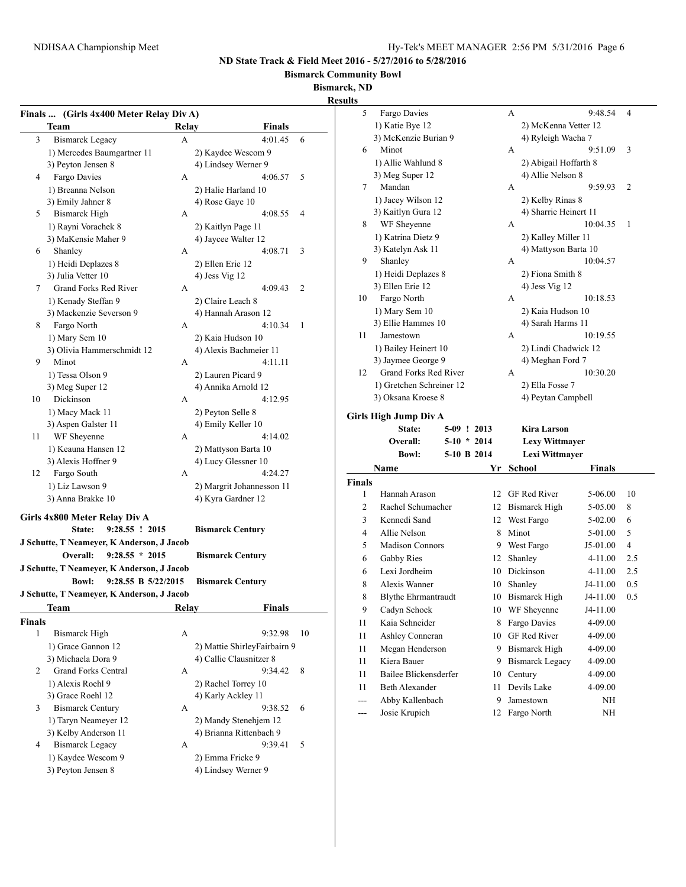## ND State Track & Field Meet 2016 - 5/27/2016 to 5/28/2016

**Bismarck Community Bowl**

**Bismarck, ND**

**Results**

### Finals ... (Girls 4x400 Meter Relay Div A)

| | Team | Relay | Finals | |
|---|---|---|---|---|
| 3 | Bismarck Legacy | A | 4:01.45 | 6 |
| | 1) Mercedes Baumgartner 11 | 2) Kaydee Wescom 9 | | |
| | 3) Peyton Jensen 8 | 4) Lindsey Werner 9 | | |
| 4 | Fargo Davies | A | 4:06.57 | 5 |
| | 1) Breanna Nelson | 2) Halie Harland 10 | | |
| | 3) Emily Jahner 8 | 4) Rose Gaye 10 | | |
| 5 | Bismarck High | A | 4:08.55 | 4 |
| | 1) Rayni Vorachek 8 | 2) Kaitlyn Page 11 | | |
| | 3) MaKensie Maher 9 | 4) Jaycee Walter 12 | | |
| 6 | Shanley | A | 4:08.71 | 3 |
| | 1) Heidi Deplazes 8 | 2) Ellen Erie 12 | | |
| | 3) Julia Vetter 10 | 4) Jess Vig 12 | | |
| 7 | Grand Forks Red River | A | 4:09.43 | 2 |
| | 1) Kenady Steffan 9 | 2) Claire Leach 8 | | |
| | 3) Mackenzie Severson 9 | 4) Hannah Arason 12 | | |
| 8 | Fargo North | A | 4:10.34 | 1 |
| | 1) Mary Sem 10 | 2) Kaia Hudson 10 | | |
| | 3) Olivia Hammerschmidt 12 | 4) Alexis Bachmeier 11 | | |
| 9 | Minot | A | 4:11.11 | |
| | 1) Tessa Olson 9 | 2) Lauren Picard 9 | | |
| | 3) Meg Super 12 | 4) Annika Arnold 12 | | |
| 10 | Dickinson | A | 4:12.95 | |
| | 1) Macy Mack 11 | 2) Peyton Selle 8 | | |
| | 3) Aspen Galster 11 | 4) Emily Keller 10 | | |
| 11 | WF Sheyenne | A | 4:14.02 | |
| | 1) Keauna Hansen 12 | 2) Mattyson Barta 10 | | |
| | 3) Alexis Hoffner 9 | 4) Lucy Glessner 10 | | |
| 12 | Fargo South | A | 4:24.27 | |
| | 1) Liz Lawson 9 | 2) Margrit Johannesson 11 | | |
| | 3) Anna Brakke 10 | 4) Kyra Gardner 12 | | |

### Girls 4x800 Meter Relay Div A

**State:** 9:28.55 ! 2015 **Bismarck Century**
J Schutte, T Neameyer, K Anderson, J Jacob

**Overall:** 9:28.55 * 2015 **Bismarck Century**
J Schutte, T Neameyer, K Anderson, J Jacob

**Bowl:** 9:28.55 B 5/22/2015 **Bismarck Century**
J Schutte, T Neameyer, K Anderson, J Jacob

| | Team | Relay | Finals | |
|---|---|---|---|---|
| **Finals** | | | | |
| 1 | Bismarck High | A | 9:32.98 | 10 |
| | 1) Grace Gannon 12 | 2) Mattie ShirleyFairbairn 9 | | |
| | 3) Michaela Dora 9 | 4) Callie Clausnitzer 8 | | |
| 2 | Grand Forks Central | A | 9:34.42 | 8 |
| | 1) Alexis Roehl 9 | 2) Rachel Torrey 10 | | |
| | 3) Grace Roehl 12 | 4) Karly Ackley 11 | | |
| 3 | Bismarck Century | A | 9:38.52 | 6 |
| | 1) Taryn Neameyer 12 | 2) Mandy Stenehjem 12 | | |
| | 3) Kelby Anderson 11 | 4) Brianna Rittenbach 9 | | |
| 4 | Bismarck Legacy | A | 9:39.41 | 5 |
| | 1) Kaydee Wescom 9 | 2) Emma Fricke 9 | | |
| | 3) Peyton Jensen 8 | 4) Lindsey Werner 9 | | |
| 5 | Fargo Davies | A | 9:48.54 | 4 |
| | 1) Katie Bye 12 | 2) McKenna Vetter 12 | | |
| | 3) McKenzie Burian 9 | 4) Ryleigh Wacha 7 | | |
| 6 | Minot | A | 9:51.09 | 3 |
| | 1) Allie Wahlund 8 | 2) Abigail Hoffarth 8 | | |
| | 3) Meg Super 12 | 4) Allie Nelson 8 | | |
| 7 | Mandan | A | 9:59.93 | 2 |
| | 1) Jacey Wilson 12 | 2) Kelby Rinas 8 | | |
| | 3) Kaitlyn Gura 12 | 4) Sharrie Heinert 11 | | |
| 8 | WF Sheyenne | A | 10:04.35 | 1 |
| | 1) Katrina Dietz 9 | 2) Kalley Miller 11 | | |
| | 3) Katelyn Ask 11 | 4) Mattyson Barta 10 | | |
| 9 | Shanley | A | 10:04.57 | |
| | 1) Heidi Deplazes 8 | 2) Fiona Smith 8 | | |
| | 3) Ellen Erie 12 | 4) Jess Vig 12 | | |
| 10 | Fargo North | A | 10:18.53 | |
| | 1) Mary Sem 10 | 2) Kaia Hudson 10 | | |
| | 3) Ellie Hammes 10 | 4) Sarah Harms 11 | | |
| 11 | Jamestown | A | 10:19.55 | |
| | 1) Bailey Heinert 10 | 2) Lindi Chadwick 12 | | |
| | 3) Jaymee George 9 | 4) Meghan Ford 7 | | |
| 12 | Grand Forks Red River | A | 10:30.20 | |
| | 1) Gretchen Schreiner 12 | 2) Ella Fosse 7 | | |
| | 3) Oksana Kroese 8 | 4) Peytan Campbell | | |

### Girls High Jump Div A

**State:** 5-09 ! 2013 **Kira Larson**

**Overall:** 5-10 * 2014 **Lexy Wittmayer**

**Bowl:** 5-10 B 2014 **Lexi Wittmayer**

| | Name | Yr | School | Finals | |
|---|---|---|---|---|---|
| **Finals** | | | | | |
| 1 | Hannah Arason | 12 | GF Red River | 5-06.00 | 10 |
| 2 | Rachel Schumacher | 12 | Bismarck High | 5-05.00 | 8 |
| 3 | Kennedi Sand | 12 | West Fargo | 5-02.00 | 6 |
| 4 | Allie Nelson | 8 | Minot | 5-01.00 | 5 |
| 5 | Madison Connors | 9 | West Fargo | J5-01.00 | 4 |
| 6 | Gabby Ries | 12 | Shanley | 4-11.00 | 2.5 |
| 6 | Lexi Jordheim | 10 | Dickinson | 4-11.00 | 2.5 |
| 8 | Alexis Wanner | 10 | Shanley | J4-11.00 | 0.5 |
| 8 | Blythe Ehrmantraudt | 10 | Bismarck High | J4-11.00 | 0.5 |
| 9 | Cadyn Schock | 10 | WF Sheyenne | J4-11.00 | |
| 11 | Kaia Schneider | 8 | Fargo Davies | 4-09.00 | |
| 11 | Ashley Conneran | 10 | GF Red River | 4-09.00 | |
| 11 | Megan Henderson | 9 | Bismarck High | 4-09.00 | |
| 11 | Kiera Bauer | 9 | Bismarck Legacy | 4-09.00 | |
| 11 | Bailee Blickensderfer | 10 | Century | 4-09.00 | |
| 11 | Beth Alexander | 11 | Devils Lake | 4-09.00 | |
| --- | Abby Kallenbach | 9 | Jamestown | NH | |
| --- | Josie Krupich | 12 | Fargo North | NH | |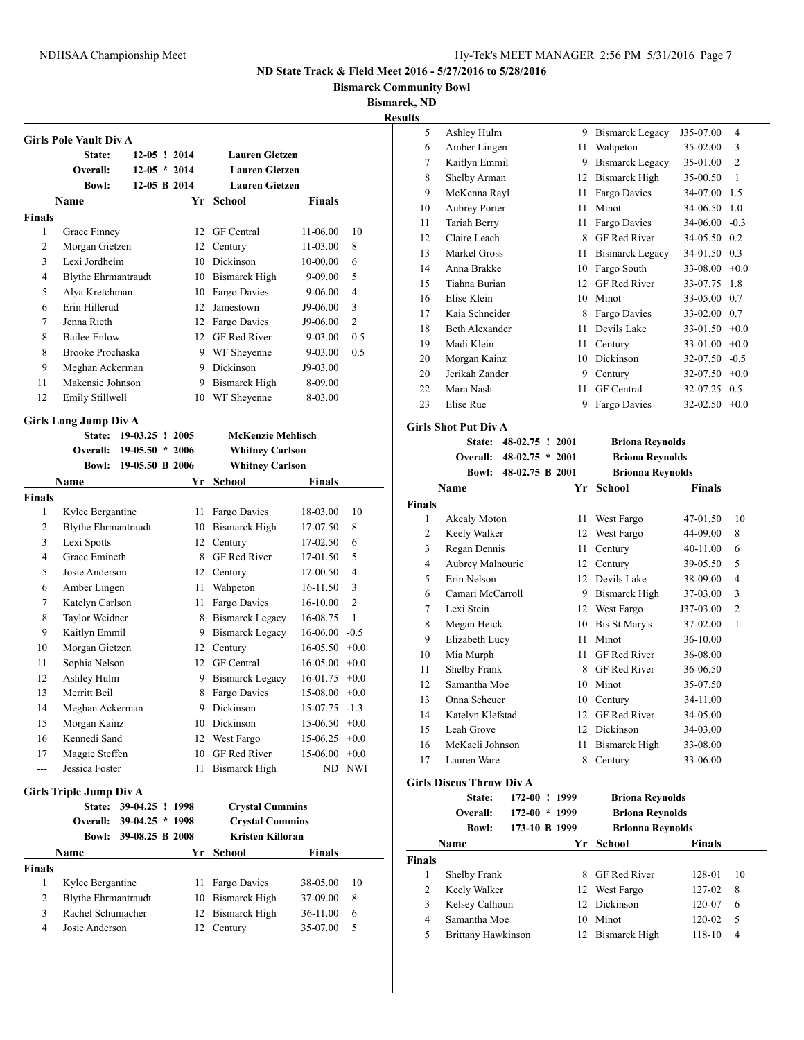**ND State Track & Field Meet 2016 - 5/27/2016 to 5/28/2016**

**Bismarck Community Bowl**

**Bismarck, ND**

**Results**

### Girls Pole Vault Div A

| | | | |
|---|---|---|---|
| State: | 12-05 ! 2014 | Lauren Gietzen | |
| Overall: | 12-05 * 2014 | Lauren Gietzen | |
| Bowl: | 12-05 B 2014 | Lauren Gietzen | |

| | Name | Yr | School | Finals | |
|---|---|---|---|---|---|
| **Finals** | | | | | |
| 1 | Grace Finney | 12 | GF Central | 11-06.00 | 10 |
| 2 | Morgan Gietzen | 12 | Century | 11-03.00 | 8 |
| 3 | Lexi Jordheim | 10 | Dickinson | 10-00.00 | 6 |
| 4 | Blythe Ehrmantraudt | 10 | Bismarck High | 9-09.00 | 5 |
| 5 | Alya Kretchman | 10 | Fargo Davies | 9-06.00 | 4 |
| 6 | Erin Hillerud | 12 | Jamestown | J9-06.00 | 3 |
| 7 | Jenna Rieth | 12 | Fargo Davies | J9-06.00 | 2 |
| 8 | Bailee Enlow | 12 | GF Red River | 9-03.00 | 0.5 |
| 8 | Brooke Prochaska | 9 | WF Sheyenne | 9-03.00 | 0.5 |
| 9 | Meghan Ackerman | 9 | Dickinson | J9-03.00 | |
| 11 | Makensie Johnson | 9 | Bismarck High | 8-09.00 | |
| 12 | Emily Stillwell | 10 | WF Sheyenne | 8-03.00 | |

### Girls Long Jump Div A

| | | | |
|---|---|---|---|
| State: | 19-03.25 ! 2005 | McKenzie Mehlisch | |
| Overall: | 19-05.50 * 2006 | Whitney Carlson | |
| Bowl: | 19-05.50 B 2006 | Whitney Carlson | |

| | Name | Yr | School | Finals | |
|---|---|---|---|---|---|
| **Finals** | | | | | |
| 1 | Kylee Bergantine | 11 | Fargo Davies | 18-03.00 | 10 |
| 2 | Blythe Ehrmantraudt | 10 | Bismarck High | 17-07.50 | 8 |
| 3 | Lexi Spotts | 12 | Century | 17-02.50 | 6 |
| 4 | Grace Emineth | 8 | GF Red River | 17-01.50 | 5 |
| 5 | Josie Anderson | 12 | Century | 17-00.50 | 4 |
| 6 | Amber Lingen | 11 | Wahpeton | 16-11.50 | 3 |
| 7 | Katelyn Carlson | 11 | Fargo Davies | 16-10.00 | 2 |
| 8 | Taylor Weidner | 8 | Bismarck Legacy | 16-08.75 | 1 |
| 9 | Kaitlyn Emmil | 9 | Bismarck Legacy | 16-06.00 | -0.5 |
| 10 | Morgan Gietzen | 12 | Century | 16-05.50 | +0.0 |
| 11 | Sophia Nelson | 12 | GF Central | 16-05.00 | +0.0 |
| 12 | Ashley Hulm | 9 | Bismarck Legacy | 16-01.75 | +0.0 |
| 13 | Merritt Beil | 8 | Fargo Davies | 15-08.00 | +0.0 |
| 14 | Meghan Ackerman | 9 | Dickinson | 15-07.75 | -1.3 |
| 15 | Morgan Kainz | 10 | Dickinson | 15-06.50 | +0.0 |
| 16 | Kennedi Sand | 12 | West Fargo | 15-06.25 | +0.0 |
| 17 | Maggie Steffen | 10 | GF Red River | 15-06.00 | +0.0 |
| --- | Jessica Foster | 11 | Bismarck High | ND | NWI |

### Girls Triple Jump Div A

| | | | |
|---|---|---|---|
| State: | 39-04.25 ! 1998 | Crystal Cummins | |
| Overall: | 39-04.25 * 1998 | Crystal Cummins | |
| Bowl: | 39-08.25 B 2008 | Kristen Killoran | |

| | Name | Yr | School | Finals | |
|---|---|---|---|---|---|
| **Finals** | | | | | |
| 1 | Kylee Bergantine | 11 | Fargo Davies | 38-05.00 | 10 |
| 2 | Blythe Ehrmantraudt | 10 | Bismarck High | 37-09.00 | 8 |
| 3 | Rachel Schumacher | 12 | Bismarck High | 36-11.00 | 6 |
| 4 | Josie Anderson | 12 | Century | 35-07.00 | 5 |
| 5 | Ashley Hulm | 9 | Bismarck Legacy | J35-07.00 | 4 |
| 6 | Amber Lingen | 11 | Wahpeton | 35-02.00 | 3 |
| 7 | Kaitlyn Emmil | 9 | Bismarck Legacy | 35-01.00 | 2 |
| 8 | Shelby Arman | 12 | Bismarck High | 35-00.50 | 1 |
| 9 | McKenna Rayl | 11 | Fargo Davies | 34-07.00 | 1.5 |
| 10 | Aubrey Porter | 11 | Minot | 34-06.50 | 1.0 |
| 11 | Tariah Berry | 11 | Fargo Davies | 34-06.00 | -0.3 |
| 12 | Claire Leach | 8 | GF Red River | 34-05.50 | 0.2 |
| 13 | Markel Gross | 11 | Bismarck Legacy | 34-01.50 | 0.3 |
| 14 | Anna Brakke | 10 | Fargo South | 33-08.00 | +0.0 |
| 15 | Tiahna Burian | 12 | GF Red River | 33-07.75 | 1.8 |
| 16 | Elise Klein | 10 | Minot | 33-05.00 | 0.7 |
| 17 | Kaia Schneider | 8 | Fargo Davies | 33-02.00 | 0.7 |
| 18 | Beth Alexander | 11 | Devils Lake | 33-01.50 | +0.0 |
| 19 | Madi Klein | 11 | Century | 33-01.00 | +0.0 |
| 20 | Morgan Kainz | 10 | Dickinson | 32-07.50 | -0.5 |
| 20 | Jerikah Zander | 9 | Century | 32-07.50 | +0.0 |
| 22 | Mara Nash | 11 | GF Central | 32-07.25 | 0.5 |
| 23 | Elise Rue | 9 | Fargo Davies | 32-02.50 | +0.0 |

### Girls Shot Put Div A

| | | | |
|---|---|---|---|
| State: | 48-02.75 ! 2001 | Briona Reynolds | |
| Overall: | 48-02.75 * 2001 | Briona Reynolds | |
| Bowl: | 48-02.75 B 2001 | Brionna Reynolds | |

| | Name | Yr | School | Finals | |
|---|---|---|---|---|---|
| **Finals** | | | | | |
| 1 | Akealy Moton | 11 | West Fargo | 47-01.50 | 10 |
| 2 | Keely Walker | 12 | West Fargo | 44-09.00 | 8 |
| 3 | Regan Dennis | 11 | Century | 40-11.00 | 6 |
| 4 | Aubrey Malnourie | 12 | Century | 39-05.50 | 5 |
| 5 | Erin Nelson | 12 | Devils Lake | 38-09.00 | 4 |
| 6 | Camari McCarroll | 9 | Bismarck High | 37-03.00 | 3 |
| 7 | Lexi Stein | 12 | West Fargo | J37-03.00 | 2 |
| 8 | Megan Heick | 10 | Bis St.Mary's | 37-02.00 | 1 |
| 9 | Elizabeth Lucy | 11 | Minot | 36-10.00 | |
| 10 | Mia Murph | 11 | GF Red River | 36-08.00 | |
| 11 | Shelby Frank | 8 | GF Red River | 36-06.50 | |
| 12 | Samantha Moe | 10 | Minot | 35-07.50 | |
| 13 | Onna Scheuer | 10 | Century | 34-11.00 | |
| 14 | Katelyn Klefstad | 12 | GF Red River | 34-05.00 | |
| 15 | Leah Grove | 12 | Dickinson | 34-03.00 | |
| 16 | McKaeli Johnson | 11 | Bismarck High | 33-08.00 | |
| 17 | Lauren Ware | 8 | Century | 33-06.00 | |

### Girls Discus Throw Div A

| | | | |
|---|---|---|---|
| State: | 172-00 ! 1999 | Briona Reynolds | |
| Overall: | 172-00 * 1999 | Briona Reynolds | |
| Bowl: | 173-10 B 1999 | Brionna Reynolds | |

| | Name | Yr | School | Finals | |
|---|---|---|---|---|---|
| **Finals** | | | | | |
| 1 | Shelby Frank | 8 | GF Red River | 128-01 | 10 |
| 2 | Keely Walker | 12 | West Fargo | 127-02 | 8 |
| 3 | Kelsey Calhoun | 12 | Dickinson | 120-07 | 6 |
| 4 | Samantha Moe | 10 | Minot | 120-02 | 5 |
| 5 | Brittany Hawkinson | 12 | Bismarck High | 118-10 | 4 |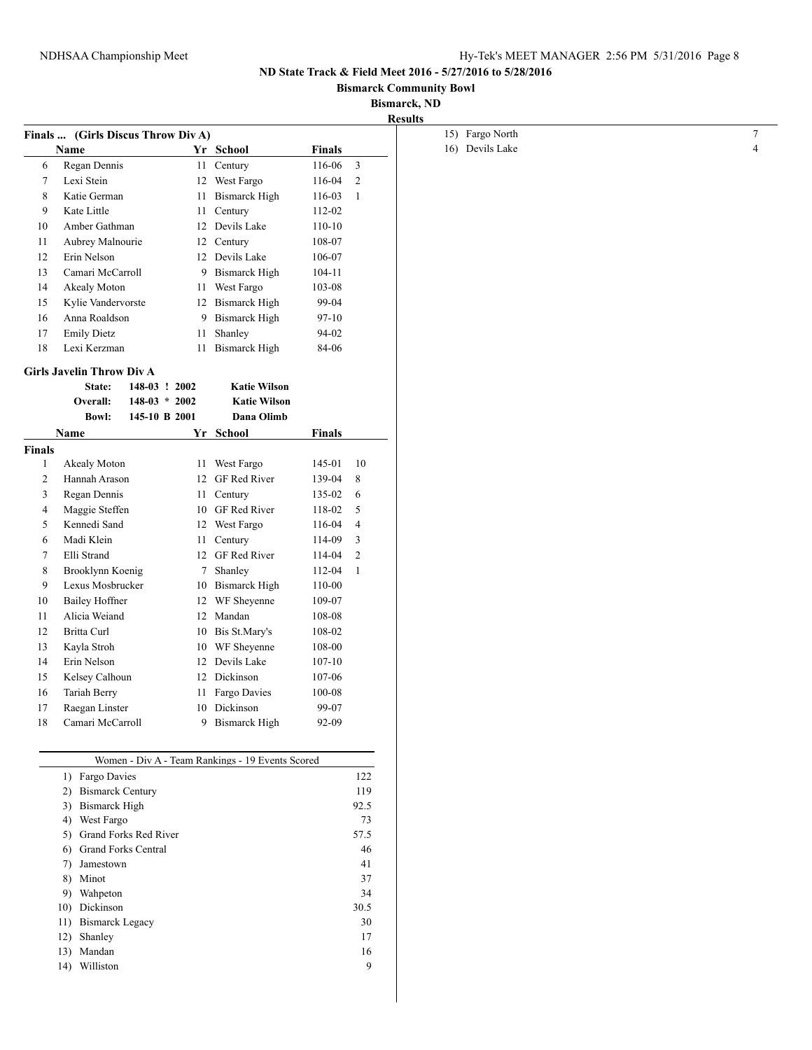## Bismarck, ND

### Results

**Finals ... (Girls Discus Throw Div A)**

| | Name | Yr | School | Finals | |
|---|---|---|---|---|---|
| 6 | Regan Dennis | 11 | Century | 116-06 | 3 |
| 7 | Lexi Stein | 12 | West Fargo | 116-04 | 2 |
| 8 | Katie German | 11 | Bismarck High | 116-03 | 1 |
| 9 | Kate Little | 11 | Century | 112-02 | |
| 10 | Amber Gathman | 12 | Devils Lake | 110-10 | |
| 11 | Aubrey Malnourie | 12 | Century | 108-07 | |
| 12 | Erin Nelson | 12 | Devils Lake | 106-07 | |
| 13 | Camari McCarroll | 9 | Bismarck High | 104-11 | |
| 14 | Akealy Moton | 11 | West Fargo | 103-08 | |
| 15 | Kylie Vandervorste | 12 | Bismarck High | 99-04 | |
| 16 | Anna Roaldson | 9 | Bismarck High | 97-10 | |
| 17 | Emily Dietz | 11 | Shanley | 94-02 | |
| 18 | Lexi Kerzman | 11 | Bismarck High | 84-06 | |

**Girls Javelin Throw Div A**

State: 148-03 ! 2002 Katie Wilson
Overall: 148-03 * 2002 Katie Wilson
Bowl: 145-10 B 2001 Dana Olimb

| | Name | Yr | School | Finals | |
|---|---|---|---|---|---|
| **Finals** | | | | | |
| 1 | Akealy Moton | 11 | West Fargo | 145-01 | 10 |
| 2 | Hannah Arason | 12 | GF Red River | 139-04 | 8 |
| 3 | Regan Dennis | 11 | Century | 135-02 | 6 |
| 4 | Maggie Steffen | 10 | GF Red River | 118-02 | 5 |
| 5 | Kennedi Sand | 12 | West Fargo | 116-04 | 4 |
| 6 | Madi Klein | 11 | Century | 114-09 | 3 |
| 7 | Elli Strand | 12 | GF Red River | 114-04 | 2 |
| 8 | Brooklynn Koenig | 7 | Shanley | 112-04 | 1 |
| 9 | Lexus Mosbrucker | 10 | Bismarck High | 110-00 | |
| 10 | Bailey Hoffner | 12 | WF Sheyenne | 109-07 | |
| 11 | Alicia Weiand | 12 | Mandan | 108-08 | |
| 12 | Britta Curl | 10 | Bis St.Mary's | 108-02 | |
| 13 | Kayla Stroh | 10 | WF Sheyenne | 108-00 | |
| 14 | Erin Nelson | 12 | Devils Lake | 107-10 | |
| 15 | Kelsey Calhoun | 12 | Dickinson | 107-06 | |
| 16 | Tariah Berry | 11 | Fargo Davies | 100-08 | |
| 17 | Raegan Linster | 10 | Dickinson | 99-07 | |
| 18 | Camari McCarroll | 9 | Bismarck High | 92-09 | |

**Women - Div A - Team Rankings - 19 Events Scored**

| Rank | Team | Points |
|---|---|---|
| 1) | Fargo Davies | 122 |
| 2) | Bismarck Century | 119 |
| 3) | Bismarck High | 92.5 |
| 4) | West Fargo | 73 |
| 5) | Grand Forks Red River | 57.5 |
| 6) | Grand Forks Central | 46 |
| 7) | Jamestown | 41 |
| 8) | Minot | 37 |
| 9) | Wahpeton | 34 |
| 10) | Dickinson | 30.5 |
| 11) | Bismarck Legacy | 30 |
| 12) | Shanley | 17 |
| 13) | Mandan | 16 |
| 14) | Williston | 9 |
| 15) | Fargo North | 7 |
| 16) | Devils Lake | 4 |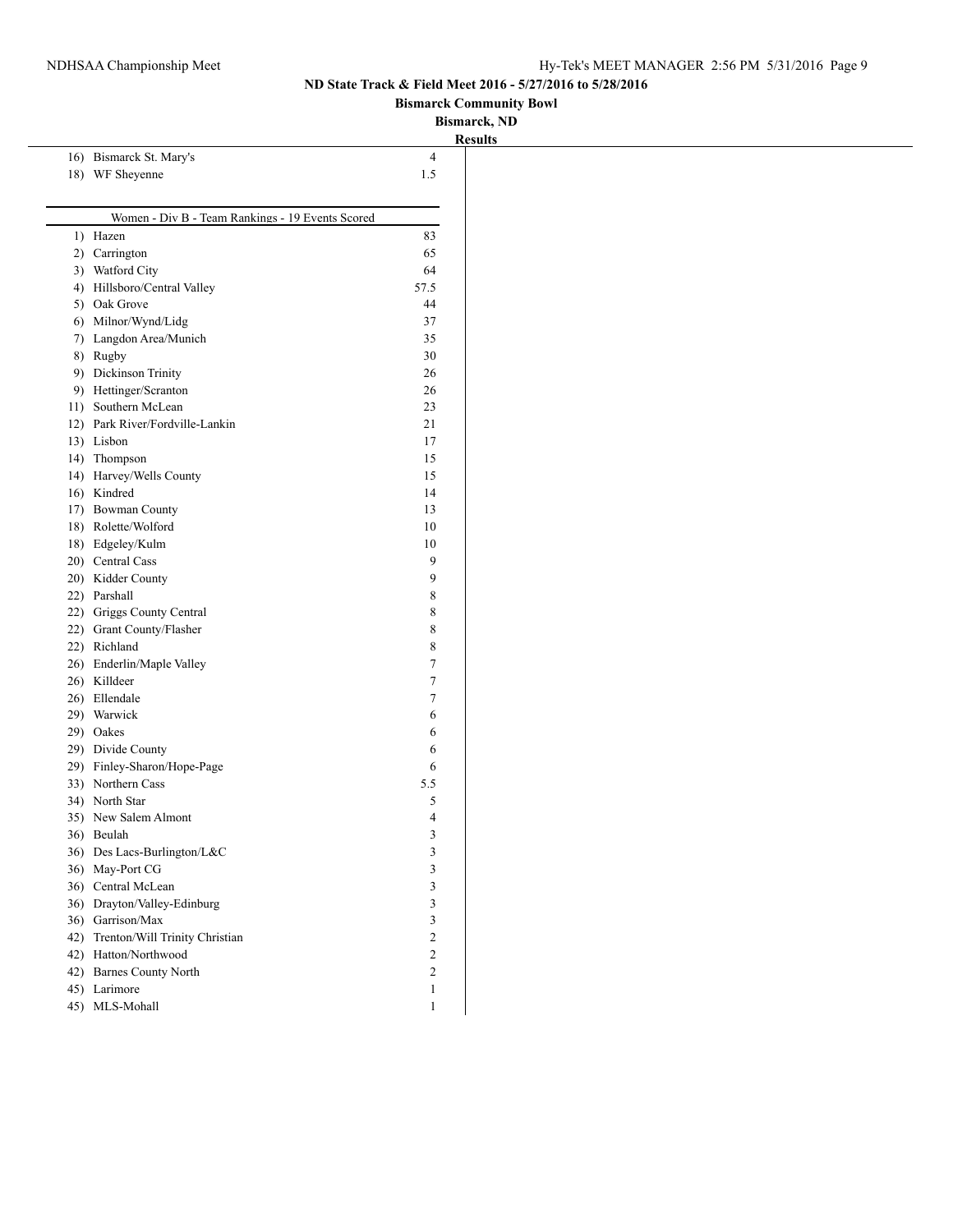## ND State Track & Field Meet 2016 - 5/27/2016 to 5/28/2016

**Bismarck Community Bowl**

**Bismarck, ND**

**Results**

| | | |
|---|---|---|
| 16) | Bismarck St. Mary's | 4 |
| 18) | WF Sheyenne | 1.5 |

| Women - Div B - Team Rankings - 19 Events Scored | | |
|---|---|---|
| 1) | Hazen | 83 |
| 2) | Carrington | 65 |
| 3) | Watford City | 64 |
| 4) | Hillsboro/Central Valley | 57.5 |
| 5) | Oak Grove | 44 |
| 6) | Milnor/Wynd/Lidg | 37 |
| 7) | Langdon Area/Munich | 35 |
| 8) | Rugby | 30 |
| 9) | Dickinson Trinity | 26 |
| 9) | Hettinger/Scranton | 26 |
| 11) | Southern McLean | 23 |
| 12) | Park River/Fordville-Lankin | 21 |
| 13) | Lisbon | 17 |
| 14) | Thompson | 15 |
| 14) | Harvey/Wells County | 15 |
| 16) | Kindred | 14 |
| 17) | Bowman County | 13 |
| 18) | Rolette/Wolford | 10 |
| 18) | Edgeley/Kulm | 10 |
| 20) | Central Cass | 9 |
| 20) | Kidder County | 9 |
| 22) | Parshall | 8 |
| 22) | Griggs County Central | 8 |
| 22) | Grant County/Flasher | 8 |
| 22) | Richland | 8 |
| 26) | Enderlin/Maple Valley | 7 |
| 26) | Killdeer | 7 |
| 26) | Ellendale | 7 |
| 29) | Warwick | 6 |
| 29) | Oakes | 6 |
| 29) | Divide County | 6 |
| 29) | Finley-Sharon/Hope-Page | 6 |
| 33) | Northern Cass | 5.5 |
| 34) | North Star | 5 |
| 35) | New Salem Almont | 4 |
| 36) | Beulah | 3 |
| 36) | Des Lacs-Burlington/L&C | 3 |
| 36) | May-Port CG | 3 |
| 36) | Central McLean | 3 |
| 36) | Drayton/Valley-Edinburg | 3 |
| 36) | Garrison/Max | 3 |
| 42) | Trenton/Will Trinity Christian | 2 |
| 42) | Hatton/Northwood | 2 |
| 42) | Barnes County North | 2 |
| 45) | Larimore | 1 |
| 45) | MLS-Mohall | 1 |